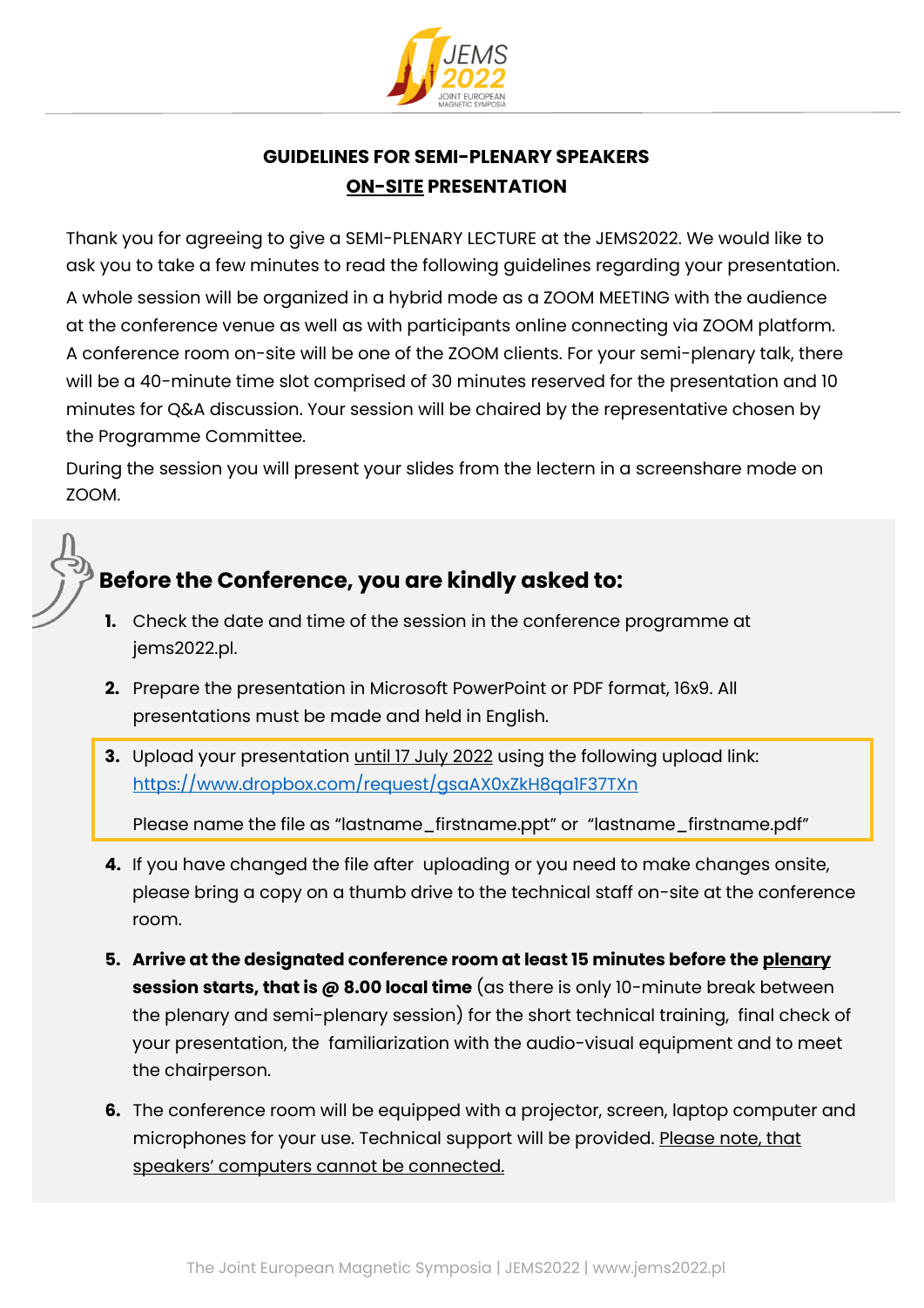## GUIDELINES FOR SEMI-PLENARY SPEAKERS
## ON-SITE PRESENTATION

Thank you for agreeing to give a SEMI-PLENARY LECTURE at the JEMS2022. We would like to ask you to take a few minutes to read the following guidelines regarding your presentation.

A whole session will be organized in a hybrid mode as a ZOOM MEETING with the audience at the conference venue as well as with participants online connecting via ZOOM platform. A conference room on-site will be one of the ZOOM clients. For your semi-plenary talk, there will be a 40-minute time slot comprised of 30 minutes reserved for the presentation and 10 minutes for Q&A discussion. Your session will be chaired by the representative chosen by the Programme Committee.

During the session you will present your slides from the lectern in a screenshare mode on ZOOM.

### Before the Conference, you are kindly asked to:

1. Check the date and time of the session in the conference programme at jems2022.pl.
2. Prepare the presentation in Microsoft PowerPoint or PDF format, 16x9. All presentations must be made and held in English.
3. Upload your presentation until 17 July 2022 using the following upload link: https://www.dropbox.com/request/gsaAX0xZkH8qa1F37TXn

   Please name the file as "lastname_firstname.ppt" or "lastname_firstname.pdf"
4. If you have changed the file after uploading or you need to make changes onsite, please bring a copy on a thumb drive to the technical staff on-site at the conference room.
5. **Arrive at the designated conference room at least 15 minutes before the plenary session starts, that is @ 8.00 local time** (as there is only 10-minute break between the plenary and semi-plenary session) for the short technical training, final check of your presentation, the familiarization with the audio-visual equipment and to meet the chairperson.
6. The conference room will be equipped with a projector, screen, laptop computer and microphones for your use. Technical support will be provided. Please note, that speakers' computers cannot be connected.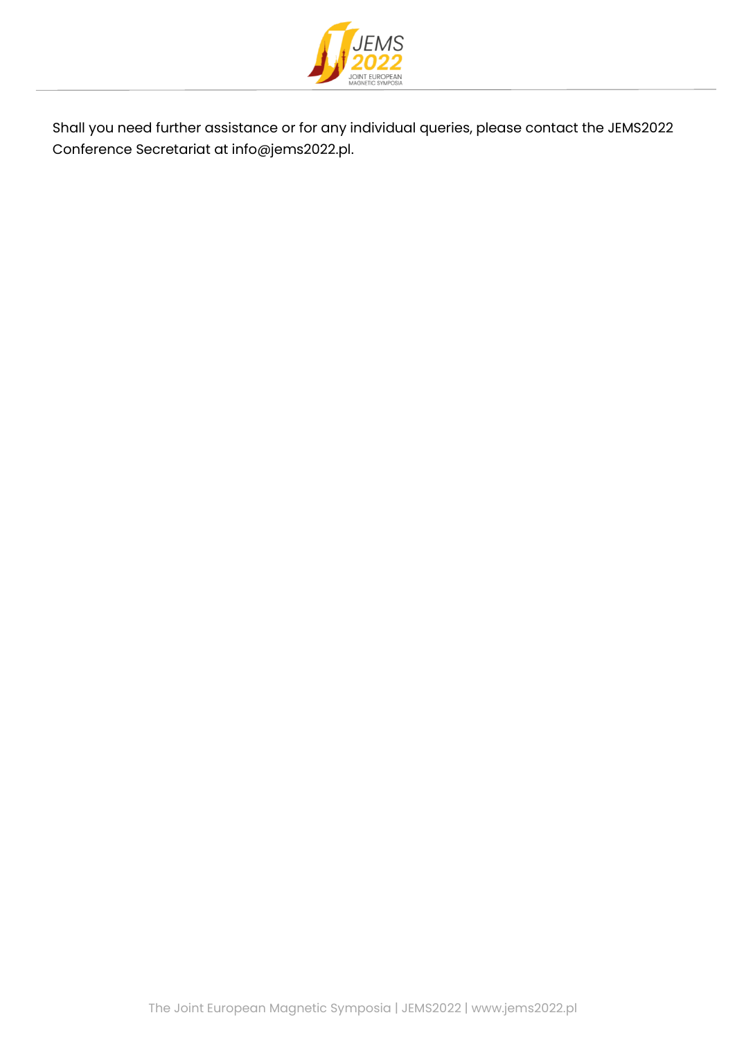Shall you need further assistance or for any individual queries, please contact the JEMS2022 Conference Secretariat at info@jems2022.pl.